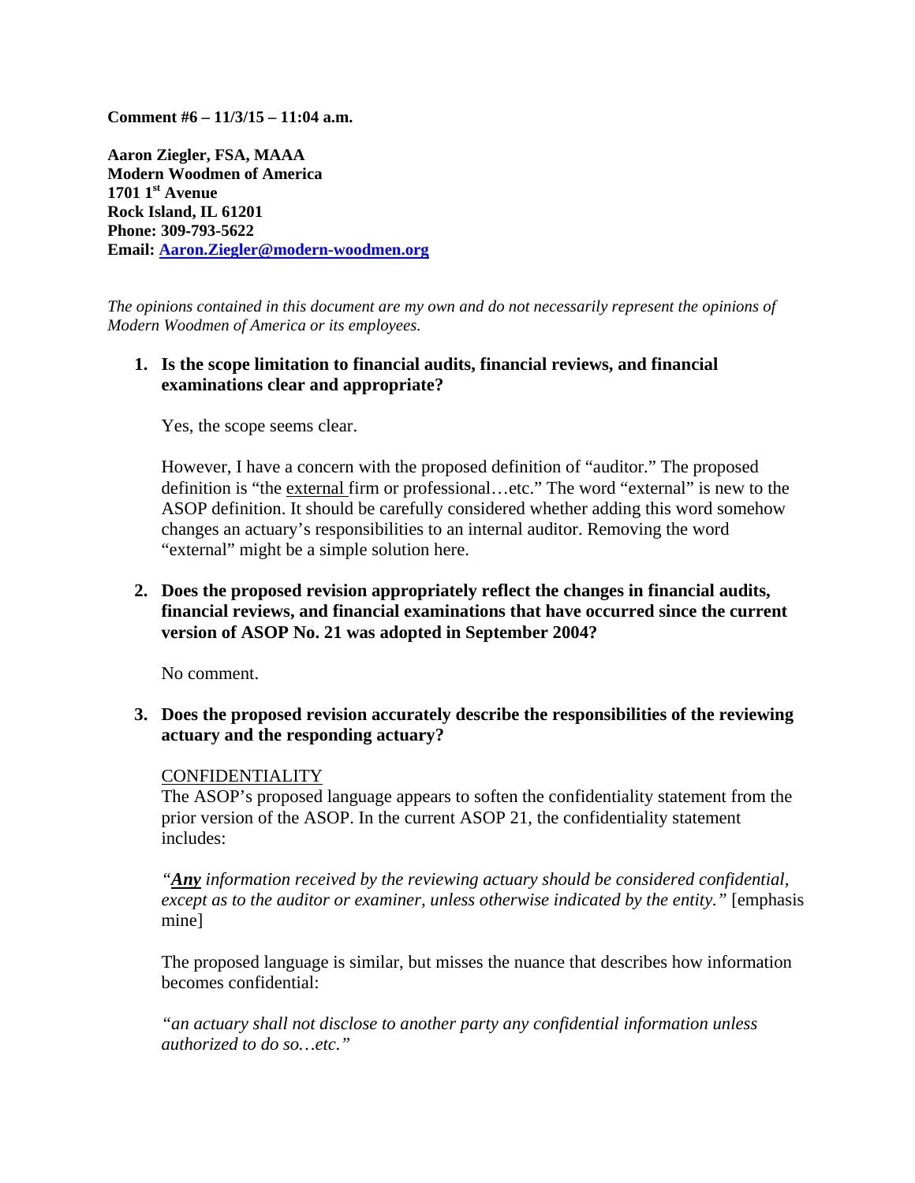**Comment #6 – 11/3/15 – 11:04 a.m.**

**Aaron Ziegler, FSA, MAAA**
**Modern Woodmen of America**
**1701 1st Avenue**
**Rock Island, IL 61201**
**Phone: 309-793-5622**
**Email: Aaron.Ziegler@modern-woodmen.org**

*The opinions contained in this document are my own and do not necessarily represent the opinions of Modern Woodmen of America or its employees.*

1. **Is the scope limitation to financial audits, financial reviews, and financial examinations clear and appropriate?**

   Yes, the scope seems clear.

   However, I have a concern with the proposed definition of "auditor." The proposed definition is "the <u>external</u> firm or professional…etc." The word "external" is new to the ASOP definition. It should be carefully considered whether adding this word somehow changes an actuary's responsibilities to an internal auditor. Removing the word "external" might be a simple solution here.

2. **Does the proposed revision appropriately reflect the changes in financial audits, financial reviews, and financial examinations that have occurred since the current version of ASOP No. 21 was adopted in September 2004?**

   No comment.

3. **Does the proposed revision accurately describe the responsibilities of the reviewing actuary and the responding actuary?**

   <u>CONFIDENTIALITY</u>
   The ASOP's proposed language appears to soften the confidentiality statement from the prior version of the ASOP. In the current ASOP 21, the confidentiality statement includes:

   *"**<u>Any</u>** information received by the reviewing actuary should be considered confidential, except as to the auditor or examiner, unless otherwise indicated by the entity."* [emphasis mine]

   The proposed language is similar, but misses the nuance that describes how information becomes confidential:

   *"an actuary shall not disclose to another party any confidential information unless authorized to do so…etc."*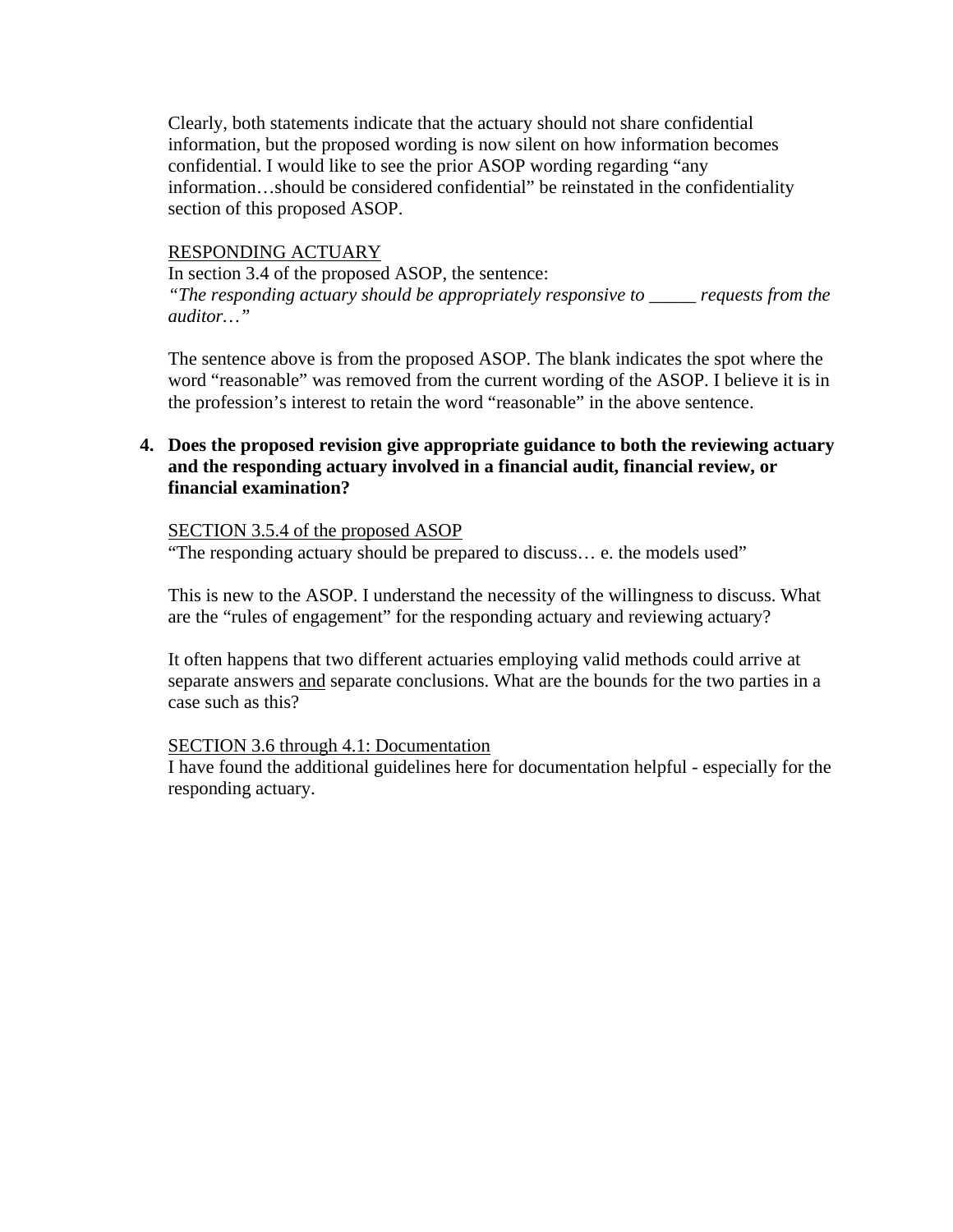Clearly, both statements indicate that the actuary should not share confidential information, but the proposed wording is now silent on how information becomes confidential. I would like to see the prior ASOP wording regarding "any information…should be considered confidential" be reinstated in the confidentiality section of this proposed ASOP.

<u>RESPONDING ACTUARY</u>
In section 3.4 of the proposed ASOP, the sentence:
*"The responding actuary should be appropriately responsive to _____ requests from the auditor…"*

The sentence above is from the proposed ASOP. The blank indicates the spot where the word "reasonable" was removed from the current wording of the ASOP. I believe it is in the profession's interest to retain the word "reasonable" in the above sentence.

4. **Does the proposed revision give appropriate guidance to both the reviewing actuary and the responding actuary involved in a financial audit, financial review, or financial examination?**

<u>SECTION 3.5.4 of the proposed ASOP</u>
"The responding actuary should be prepared to discuss… e. the models used"

This is new to the ASOP. I understand the necessity of the willingness to discuss. What are the "rules of engagement" for the responding actuary and reviewing actuary?

It often happens that two different actuaries employing valid methods could arrive at separate answers <u>and</u> separate conclusions. What are the bounds for the two parties in a case such as this?

<u>SECTION 3.6 through 4.1: Documentation</u>
I have found the additional guidelines here for documentation helpful - especially for the responding actuary.